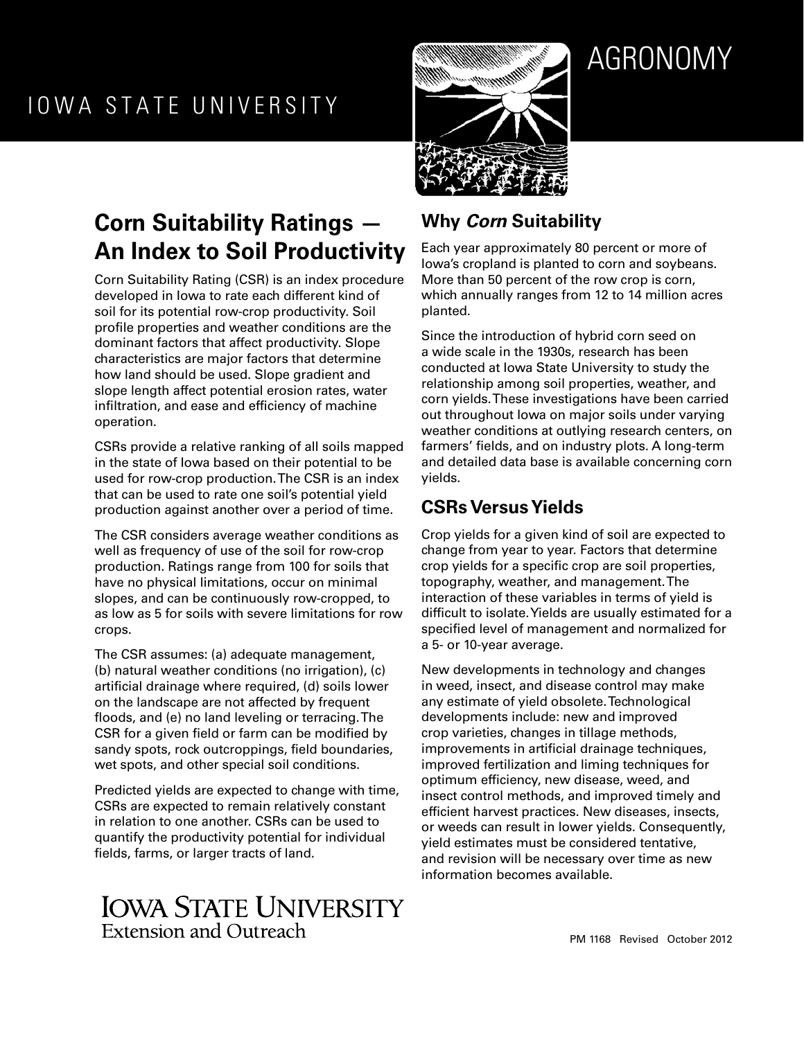IOWA STATE UNIVERSITY

AGRONOMY

# Corn Suitability Ratings — An Index to Soil Productivity

Corn Suitability Rating (CSR) is an index procedure developed in Iowa to rate each different kind of soil for its potential row-crop productivity. Soil profile properties and weather conditions are the dominant factors that affect productivity. Slope characteristics are major factors that determine how land should be used. Slope gradient and slope length affect potential erosion rates, water infiltration, and ease and efficiency of machine operation.

CSRs provide a relative ranking of all soils mapped in the state of Iowa based on their potential to be used for row-crop production. The CSR is an index that can be used to rate one soil's potential yield production against another over a period of time.

The CSR considers average weather conditions as well as frequency of use of the soil for row-crop production. Ratings range from 100 for soils that have no physical limitations, occur on minimal slopes, and can be continuously row-cropped, to as low as 5 for soils with severe limitations for row crops.

The CSR assumes: (a) adequate management, (b) natural weather conditions (no irrigation), (c) artificial drainage where required, (d) soils lower on the landscape are not affected by frequent floods, and (e) no land leveling or terracing. The CSR for a given field or farm can be modified by sandy spots, rock outcroppings, field boundaries, wet spots, and other special soil conditions.

Predicted yields are expected to change with time, CSRs are expected to remain relatively constant in relation to one another. CSRs can be used to quantify the productivity potential for individual fields, farms, or larger tracts of land.

## Why *Corn* Suitability

Each year approximately 80 percent or more of Iowa's cropland is planted to corn and soybeans. More than 50 percent of the row crop is corn, which annually ranges from 12 to 14 million acres planted.

Since the introduction of hybrid corn seed on a wide scale in the 1930s, research has been conducted at Iowa State University to study the relationship among soil properties, weather, and corn yields. These investigations have been carried out throughout Iowa on major soils under varying weather conditions at outlying research centers, on farmers' fields, and on industry plots. A long-term and detailed data base is available concerning corn yields.

## CSRs Versus Yields

Crop yields for a given kind of soil are expected to change from year to year. Factors that determine crop yields for a specific crop are soil properties, topography, weather, and management. The interaction of these variables in terms of yield is difficult to isolate. Yields are usually estimated for a specified level of management and normalized for a 5- or 10-year average.

New developments in technology and changes in weed, insect, and disease control may make any estimate of yield obsolete. Technological developments include: new and improved crop varieties, changes in tillage methods, improvements in artificial drainage techniques, improved fertilization and liming techniques for optimum efficiency, new disease, weed, and insect control methods, and improved timely and efficient harvest practices. New diseases, insects, or weeds can result in lower yields. Consequently, yield estimates must be considered tentative, and revision will be necessary over time as new information becomes available.

IOWA STATE UNIVERSITY
Extension and Outreach

PM 1168 Revised October 2012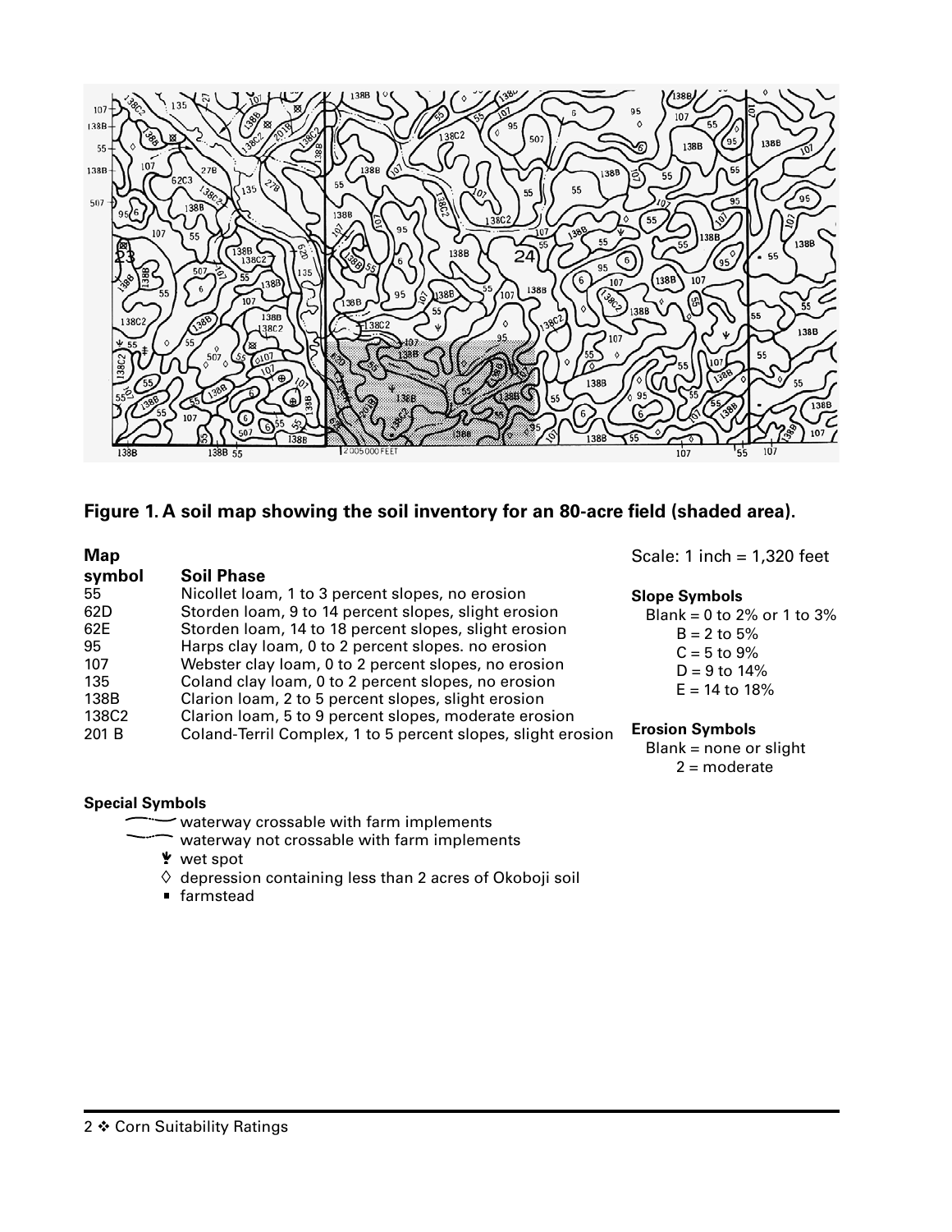**Figure 1. A soil map showing the soil inventory for an 80-acre field (shaded area).**

| Map symbol | Soil Phase |
|---|---|
| 55 | Nicollet loam, 1 to 3 percent slopes, no erosion |
| 62D | Storden loam, 9 to 14 percent slopes, slight erosion |
| 62E | Storden loam, 14 to 18 percent slopes, slight erosion |
| 95 | Harps clay loam, 0 to 2 percent slopes. no erosion |
| 107 | Webster clay loam, 0 to 2 percent slopes, no erosion |
| 135 | Coland clay loam, 0 to 2 percent slopes, no erosion |
| 138B | Clarion loam, 2 to 5 percent slopes, slight erosion |
| 138C2 | Clarion loam, 5 to 9 percent slopes, moderate erosion |
| 201 B | Coland-Terril Complex, 1 to 5 percent slopes, slight erosion |

Scale: 1 inch = 1,320 feet

**Slope Symbols**

- Blank = 0 to 2% or 1 to 3%
- B = 2 to 5%
- C = 5 to 9%
- D = 9 to 14%
- E = 14 to 18%

**Erosion Symbols**

- Blank = none or slight
- 2 = moderate

**Special Symbols**

- waterway crossable with farm implements
- waterway not crossable with farm implements
- ¥ wet spot
- ◊ depression containing less than 2 acres of Okoboji soil
- ▪ farmstead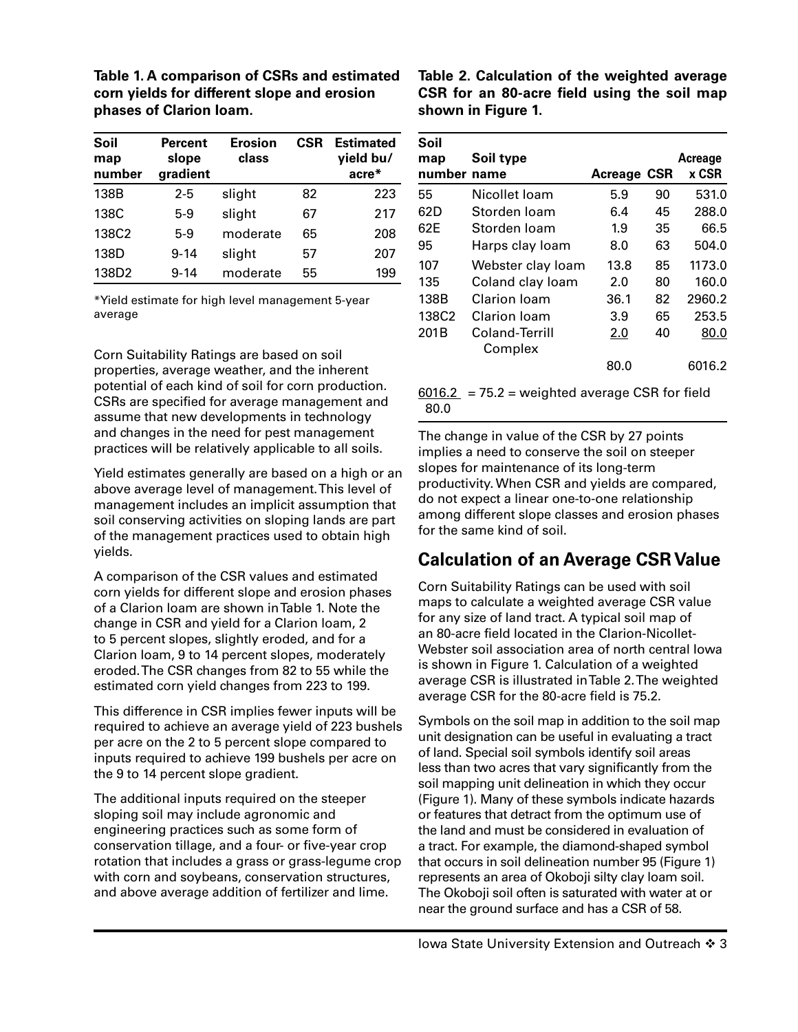**Table 1. A comparison of CSRs and estimated corn yields for different slope and erosion phases of Clarion loam.**

| Soil map number | Percent slope gradient | Erosion class | CSR | Estimated yield bu/ acre* |
|---|---|---|---|---|
| 138B | 2-5 | slight | 82 | 223 |
| 138C | 5-9 | slight | 67 | 217 |
| 138C2 | 5-9 | moderate | 65 | 208 |
| 138D | 9-14 | slight | 57 | 207 |
| 138D2 | 9-14 | moderate | 55 | 199 |

*Yield estimate for high level management 5-year average

Corn Suitability Ratings are based on soil properties, average weather, and the inherent potential of each kind of soil for corn production. CSRs are specified for average management and assume that new developments in technology and changes in the need for pest management practices will be relatively applicable to all soils.

Yield estimates generally are based on a high or an above average level of management. This level of management includes an implicit assumption that soil conserving activities on sloping lands are part of the management practices used to obtain high yields.

A comparison of the CSR values and estimated corn yields for different slope and erosion phases of a Clarion loam are shown in Table 1. Note the change in CSR and yield for a Clarion loam, 2 to 5 percent slopes, slightly eroded, and for a Clarion loam, 9 to 14 percent slopes, moderately eroded. The CSR changes from 82 to 55 while the estimated corn yield changes from 223 to 199.

This difference in CSR implies fewer inputs will be required to achieve an average yield of 223 bushels per acre on the 2 to 5 percent slope compared to inputs required to achieve 199 bushels per acre on the 9 to 14 percent slope gradient.

The additional inputs required on the steeper sloping soil may include agronomic and engineering practices such as some form of conservation tillage, and a four- or five-year crop rotation that includes a grass or grass-legume crop with corn and soybeans, conservation structures, and above average addition of fertilizer and lime.

**Table 2. Calculation of the weighted average CSR for an 80-acre field using the soil map shown in Figure 1.**

| Soil map number | Soil type name | Acreage | CSR | Acreage x CSR |
|---|---|---|---|---|
| 55 | Nicollet loam | 5.9 | 90 | 531.0 |
| 62D | Storden loam | 6.4 | 45 | 288.0 |
| 62E | Storden loam | 1.9 | 35 | 66.5 |
| 95 | Harps clay loam | 8.0 | 63 | 504.0 |
| 107 | Webster clay loam | 13.8 | 85 | 1173.0 |
| 135 | Coland clay loam | 2.0 | 80 | 160.0 |
| 138B | Clarion loam | 36.1 | 82 | 2960.2 |
| 138C2 | Clarion loam | 3.9 | 65 | 253.5 |
| 201B | Coland-Terrill Complex | 2.0 | 40 | 80.0 |
| | | 80.0 | | 6016.2 |

$\frac{6016.2}{80.0}$ = 75.2 = weighted average CSR for field

The change in value of the CSR by 27 points implies a need to conserve the soil on steeper slopes for maintenance of its long-term productivity. When CSR and yields are compared, do not expect a linear one-to-one relationship among different slope classes and erosion phases for the same kind of soil.

## Calculation of an Average CSR Value

Corn Suitability Ratings can be used with soil maps to calculate a weighted average CSR value for any size of land tract. A typical soil map of an 80-acre field located in the Clarion-Nicollet-Webster soil association area of north central Iowa is shown in Figure 1. Calculation of a weighted average CSR is illustrated in Table 2. The weighted average CSR for the 80-acre field is 75.2.

Symbols on the soil map in addition to the soil map unit designation can be useful in evaluating a tract of land. Special soil symbols identify soil areas less than two acres that vary significantly from the soil mapping unit delineation in which they occur (Figure 1). Many of these symbols indicate hazards or features that detract from the optimum use of the land and must be considered in evaluation of a tract. For example, the diamond-shaped symbol that occurs in soil delineation number 95 (Figure 1) represents an area of Okoboji silty clay loam soil. The Okoboji soil often is saturated with water at or near the ground surface and has a CSR of 58.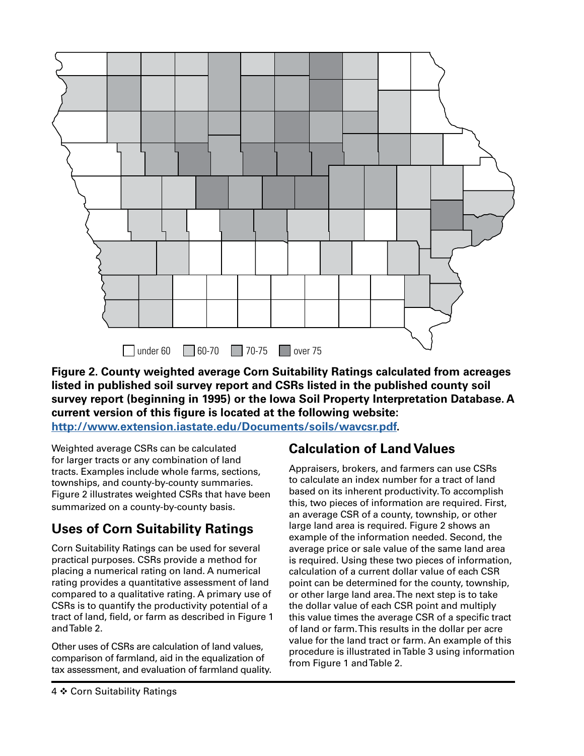under 60 | 60-70 | 70-75 | over 75

**Figure 2. County weighted average Corn Suitability Ratings calculated from acreages listed in published soil survey report and CSRs listed in the published county soil survey report (beginning in 1995) or the Iowa Soil Property Interpretation Database. A current version of this figure is located at the following website: [http://www.extension.iastate.edu/Documents/soils/wavcsr.pdf](http://www.extension.iastate.edu/Documents/soils/wavcsr.pdf).**

Weighted average CSRs can be calculated for larger tracts or any combination of land tracts. Examples include whole farms, sections, townships, and county-by-county summaries. Figure 2 illustrates weighted CSRs that have been summarized on a county-by-county basis.

## Uses of Corn Suitability Ratings

Corn Suitability Ratings can be used for several practical purposes. CSRs provide a method for placing a numerical rating on land. A numerical rating provides a quantitative assessment of land compared to a qualitative rating. A primary use of CSRs is to quantify the productivity potential of a tract of land, field, or farm as described in Figure 1 and Table 2.

Other uses of CSRs are calculation of land values, comparison of farmland, aid in the equalization of tax assessment, and evaluation of farmland quality.

## Calculation of Land Values

Appraisers, brokers, and farmers can use CSRs to calculate an index number for a tract of land based on its inherent productivity. To accomplish this, two pieces of information are required. First, an average CSR of a county, township, or other large land area is required. Figure 2 shows an example of the information needed. Second, the average price or sale value of the same land area is required. Using these two pieces of information, calculation of a current dollar value of each CSR point can be determined for the county, township, or other large land area. The next step is to take the dollar value of each CSR point and multiply this value times the average CSR of a specific tract of land or farm. This results in the dollar per acre value for the land tract or farm. An example of this procedure is illustrated in Table 3 using information from Figure 1 and Table 2.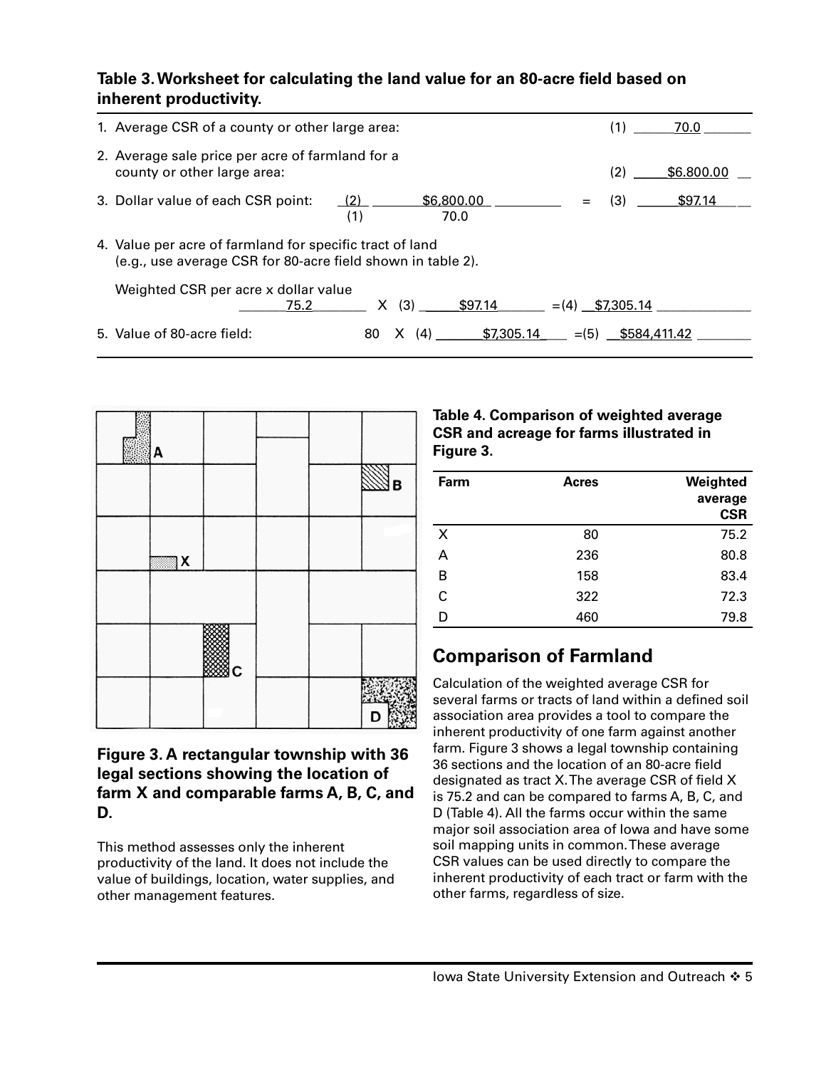**Table 3. Worksheet for calculating the land value for an 80-acre field based on inherent productivity.**

| | | | |
|---|---|---|---|
| 1. Average CSR of a county or other large area: | | (1) | 70.0 |
| 2. Average sale price per acre of farmland for a county or other large area: | | (2) | $6.800.00 |
| 3. Dollar value of each CSR point: | (2) $6,800.00 / (1) 70.0 = | (3) | $97.14 |
| 4. Value per acre of farmland for specific tract of land (e.g., use average CSR for 80-acre field shown in table 2). Weighted CSR per acre x dollar value | 75.2 X (3) $97.14 = | (4) | $7,305.14 |
| 5. Value of 80-acre field: | 80 X (4) $7,305.14 = | (5) | $584,411.42 |

**Figure 3. A rectangular township with 36 legal sections showing the location of farm X and comparable farms A, B, C, and D.**

This method assesses only the inherent productivity of the land. It does not include the value of buildings, location, water supplies, and other management features.

**Table 4. Comparison of weighted average CSR and acreage for farms illustrated in Figure 3.**

| Farm | Acres | Weighted average CSR |
|---|---|---|
| X | 80 | 75.2 |
| A | 236 | 80.8 |
| B | 158 | 83.4 |
| C | 322 | 72.3 |
| D | 460 | 79.8 |

## Comparison of Farmland

Calculation of the weighted average CSR for several farms or tracts of land within a defined soil association area provides a tool to compare the inherent productivity of one farm against another farm. Figure 3 shows a legal township containing 36 sections and the location of an 80-acre field designated as tract X. The average CSR of field X is 75.2 and can be compared to farms A, B, C, and D (Table 4). All the farms occur within the same major soil association area of Iowa and have some soil mapping units in common. These average CSR values can be used directly to compare the inherent productivity of each tract or farm with the other farms, regardless of size.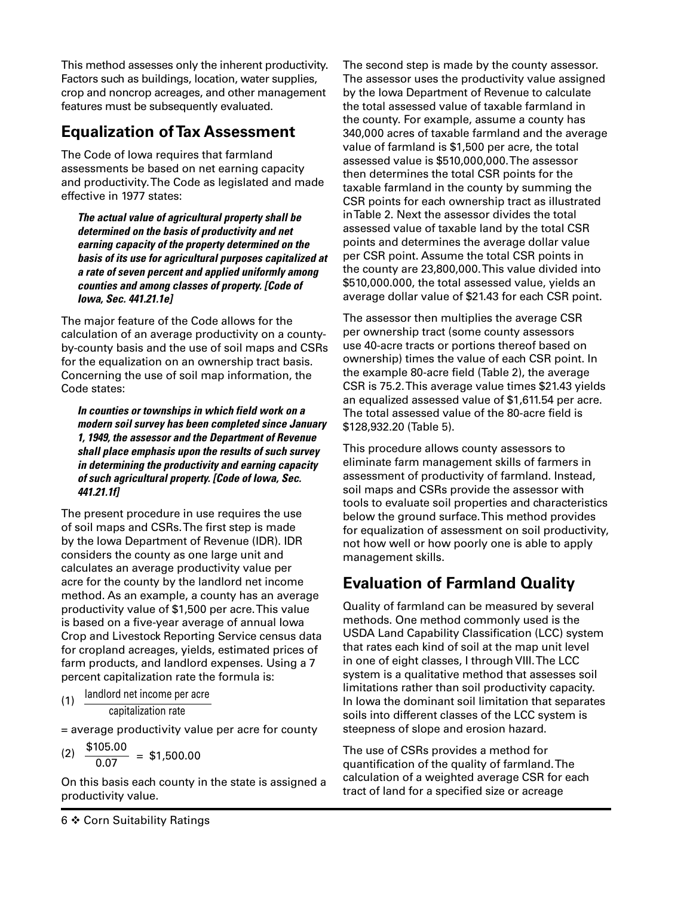This method assesses only the inherent productivity. Factors such as buildings, location, water supplies, crop and noncrop acreages, and other management features must be subsequently evaluated.

## Equalization of Tax Assessment

The Code of Iowa requires that farmland assessments be based on net earning capacity and productivity. The Code as legislated and made effective in 1977 states:

> ***The actual value of agricultural property shall be determined on the basis of productivity and net earning capacity of the property determined on the basis of its use for agricultural purposes capitalized at a rate of seven percent and applied uniformly among counties and among classes of property. [Code of Iowa, Sec. 441.21.1e]***

The major feature of the Code allows for the calculation of an average productivity on a county-by-county basis and the use of soil maps and CSRs for the equalization on an ownership tract basis. Concerning the use of soil map information, the Code states:

> ***In counties or townships in which field work on a modern soil survey has been completed since January 1, 1949, the assessor and the Department of Revenue shall place emphasis upon the results of such survey in determining the productivity and earning capacity of such agricultural property. [Code of Iowa, Sec. 441.21.1f]***

The present procedure in use requires the use of soil maps and CSRs. The first step is made by the Iowa Department of Revenue (IDR). IDR considers the county as one large unit and calculates an average productivity value per acre for the county by the landlord net income method. As an example, a county has an average productivity value of $1,500 per acre. This value is based on a five-year average of annual Iowa Crop and Livestock Reporting Service census data for cropland acreages, yields, estimated prices of farm products, and landlord expenses. Using a 7 percent capitalization rate the formula is:

$$(1) \quad \frac{\text{landlord net income per acre}}{\text{capitalization rate}}$$

= average productivity value per acre for county

$$(2) \quad \frac{\$105.00}{0.07} = \$1{,}500.00$$

On this basis each county in the state is assigned a productivity value.

The second step is made by the county assessor. The assessor uses the productivity value assigned by the Iowa Department of Revenue to calculate the total assessed value of taxable farmland in the county. For example, assume a county has 340,000 acres of taxable farmland and the average value of farmland is $1,500 per acre, the total assessed value is $510,000,000. The assessor then determines the total CSR points for the taxable farmland in the county by summing the CSR points for each ownership tract as illustrated in Table 2. Next the assessor divides the total assessed value of taxable land by the total CSR points and determines the average dollar value per CSR point. Assume the total CSR points in the county are 23,800,000. This value divided into $510,000.000, the total assessed value, yields an average dollar value of $21.43 for each CSR point.

The assessor then multiplies the average CSR per ownership tract (some county assessors use 40-acre tracts or portions thereof based on ownership) times the value of each CSR point. In the example 80-acre field (Table 2), the average CSR is 75.2. This average value times $21.43 yields an equalized assessed value of $1,611.54 per acre. The total assessed value of the 80-acre field is $128,932.20 (Table 5).

This procedure allows county assessors to eliminate farm management skills of farmers in assessment of productivity of farmland. Instead, soil maps and CSRs provide the assessor with tools to evaluate soil properties and characteristics below the ground surface. This method provides for equalization of assessment on soil productivity, not how well or how poorly one is able to apply management skills.

## Evaluation of Farmland Quality

Quality of farmland can be measured by several methods. One method commonly used is the USDA Land Capability Classification (LCC) system that rates each kind of soil at the map unit level in one of eight classes, I through VIII. The LCC system is a qualitative method that assesses soil limitations rather than soil productivity capacity. In Iowa the dominant soil limitation that separates soils into different classes of the LCC system is steepness of slope and erosion hazard.

The use of CSRs provides a method for quantification of the quality of farmland. The calculation of a weighted average CSR for each tract of land for a specified size or acreage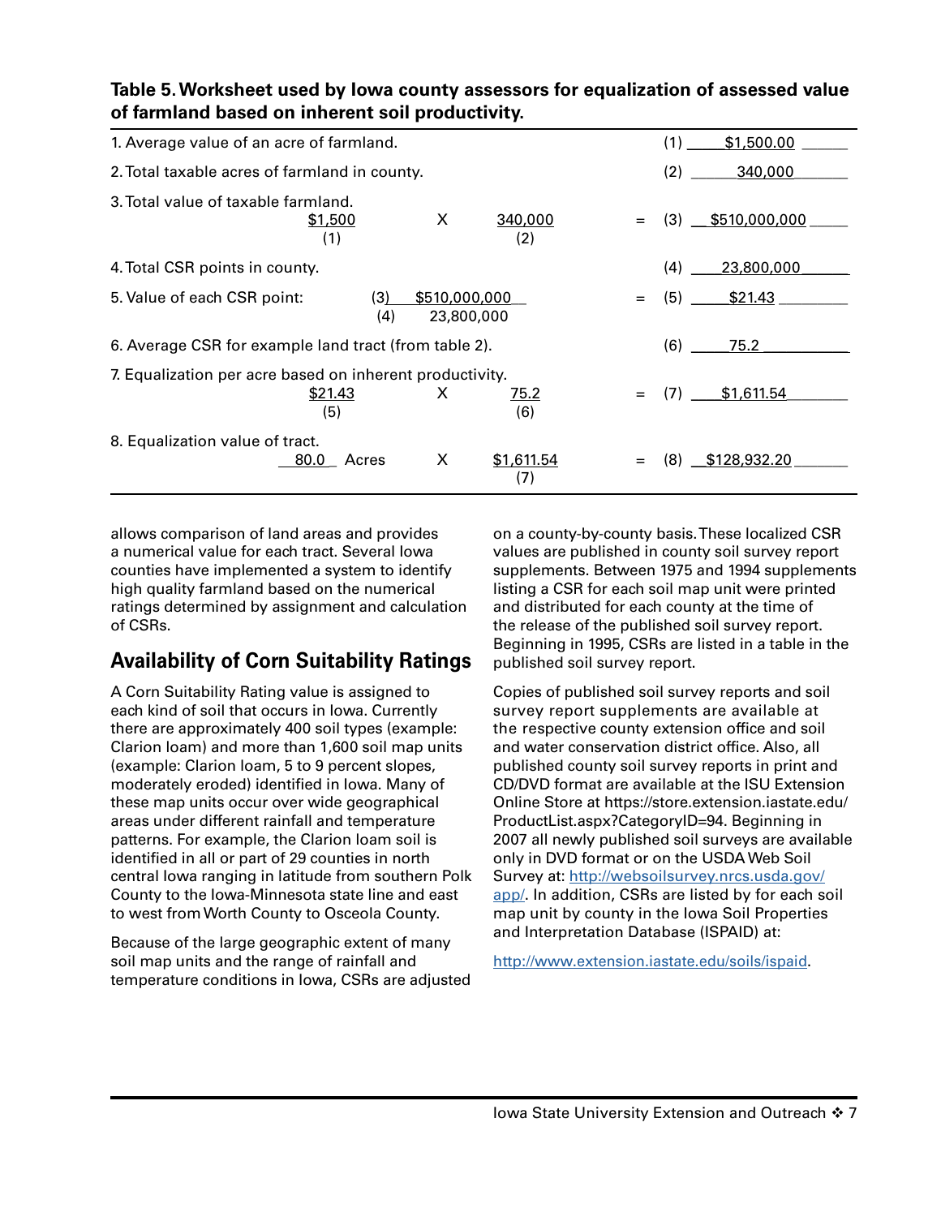**Table 5. Worksheet used by Iowa county assessors for equalization of assessed value of farmland based on inherent soil productivity.**

| | | | | | |
|---|---|---|---|---|---|
| 1. Average value of an acre of farmland. | | | | | (1) $1,500.00 |
| 2. Total taxable acres of farmland in county. | | | | | (2) 340,000 |
| 3. Total value of taxable farmland. | $1,500 (1) | X | 340,000 (2) | = | (3) $510,000,000 |
| 4. Total CSR points in county. | | | | | (4) 23,800,000 |
| 5. Value of each CSR point: | (3) $510,000,000 / (4) 23,800,000 | | | = | (5) $21.43 |
| 6. Average CSR for example land tract (from table 2). | | | | | (6) 75.2 |
| 7. Equalization per acre based on inherent productivity. | $21.43 (5) | X | 75.2 (6) | = | (7) $1,611.54 |
| 8. Equalization value of tract. | 80.0 Acres | X | $1,611.54 (7) | = | (8) $128,932.20 |

allows comparison of land areas and provides a numerical value for each tract. Several Iowa counties have implemented a system to identify high quality farmland based on the numerical ratings determined by assignment and calculation of CSRs.

## Availability of Corn Suitability Ratings

A Corn Suitability Rating value is assigned to each kind of soil that occurs in Iowa. Currently there are approximately 400 soil types (example: Clarion loam) and more than 1,600 soil map units (example: Clarion loam, 5 to 9 percent slopes, moderately eroded) identified in Iowa. Many of these map units occur over wide geographical areas under different rainfall and temperature patterns. For example, the Clarion loam soil is identified in all or part of 29 counties in north central Iowa ranging in latitude from southern Polk County to the Iowa-Minnesota state line and east to west from Worth County to Osceola County.

Because of the large geographic extent of many soil map units and the range of rainfall and temperature conditions in Iowa, CSRs are adjusted on a county-by-county basis. These localized CSR values are published in county soil survey report supplements. Between 1975 and 1994 supplements listing a CSR for each soil map unit were printed and distributed for each county at the time of the release of the published soil survey report. Beginning in 1995, CSRs are listed in a table in the published soil survey report.

Copies of published soil survey reports and soil survey report supplements are available at the respective county extension office and soil and water conservation district office. Also, all published county soil survey reports in print and CD/DVD format are available at the ISU Extension Online Store at https://store.extension.iastate.edu/ProductList.aspx?CategoryID=94. Beginning in 2007 all newly published soil surveys are available only in DVD format or on the USDA Web Soil Survey at: http://websoilsurvey.nrcs.usda.gov/app/. In addition, CSRs are listed by for each soil map unit by county in the Iowa Soil Properties and Interpretation Database (ISPAID) at:

http://www.extension.iastate.edu/soils/ispaid.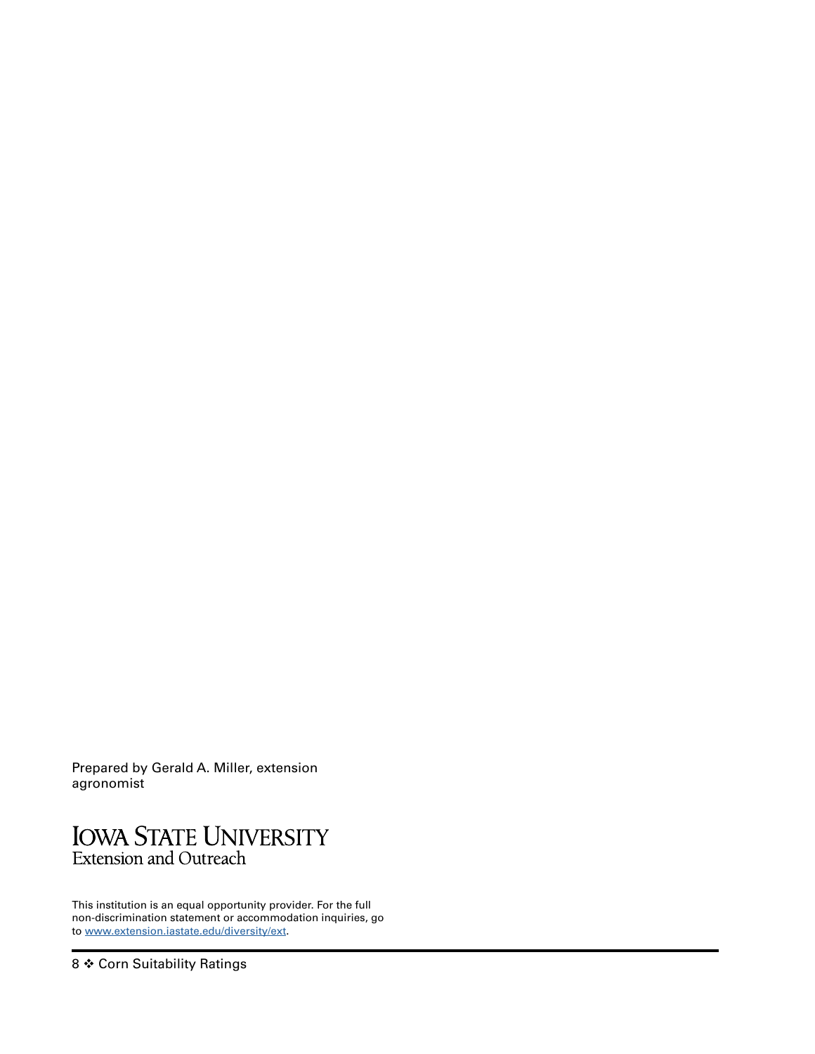Prepared by Gerald A. Miller, extension agronomist

IOWA STATE UNIVERSITY
Extension and Outreach

This institution is an equal opportunity provider. For the full non-discrimination statement or accommodation inquiries, go to www.extension.iastate.edu/diversity/ext.